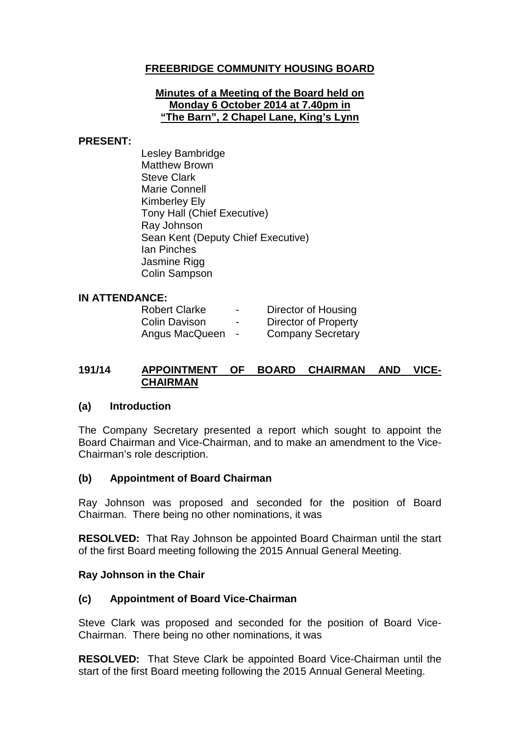# FREEBRIDGE COMMUNITY HOUSING BOARD

**Minutes of a Meeting of the Board held on Monday 6 October 2014 at 7.40pm in "The Barn", 2 Chapel Lane, King's Lynn**

## PRESENT:

Lesley Bambridge
Matthew Brown
Steve Clark
Marie Connell
Kimberley Ely
Tony Hall (Chief Executive)
Ray Johnson
Sean Kent (Deputy Chief Executive)
Ian Pinches
Jasmine Rigg
Colin Sampson

## IN ATTENDANCE:

| | | |
|---|---|---|
| Robert Clarke | - | Director of Housing |
| Colin Davison | - | Director of Property |
| Angus MacQueen | - | Company Secretary |

## 191/14 APPOINTMENT OF BOARD CHAIRMAN AND VICE-CHAIRMAN

### (a) Introduction

The Company Secretary presented a report which sought to appoint the Board Chairman and Vice-Chairman, and to make an amendment to the Vice-Chairman's role description.

### (b) Appointment of Board Chairman

Ray Johnson was proposed and seconded for the position of Board Chairman. There being no other nominations, it was

**RESOLVED:** That Ray Johnson be appointed Board Chairman until the start of the first Board meeting following the 2015 Annual General Meeting.

**Ray Johnson in the Chair**

### (c) Appointment of Board Vice-Chairman

Steve Clark was proposed and seconded for the position of Board Vice-Chairman. There being no other nominations, it was

**RESOLVED:** That Steve Clark be appointed Board Vice-Chairman until the start of the first Board meeting following the 2015 Annual General Meeting.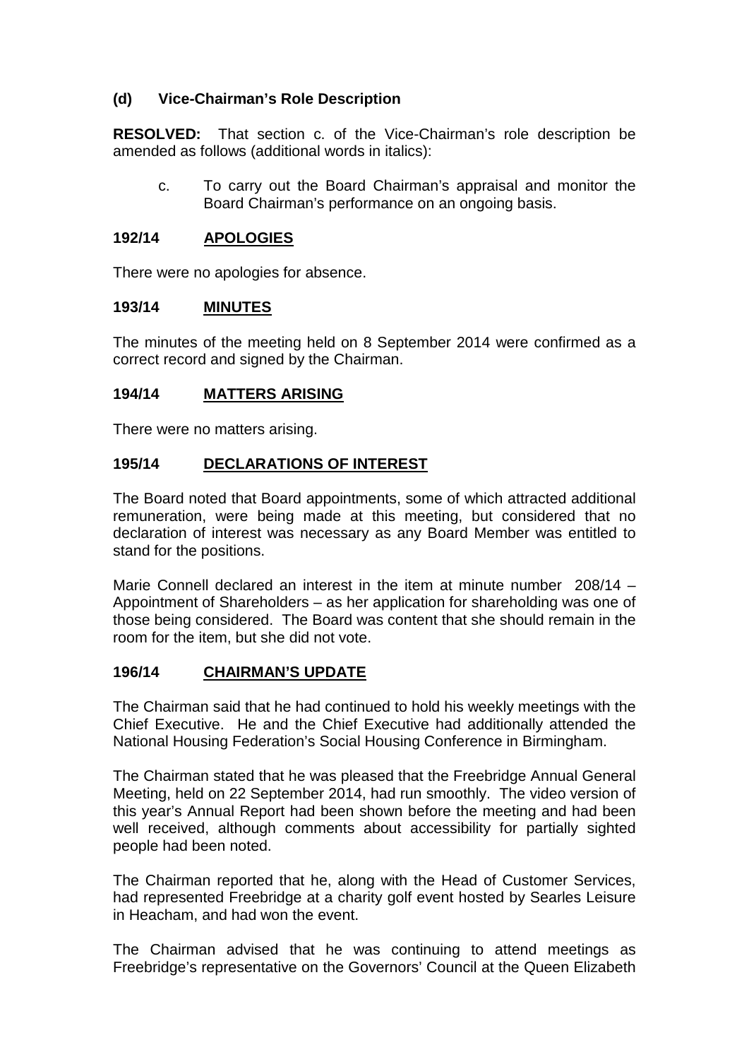### (d) Vice-Chairman's Role Description

**RESOLVED:** That section c. of the Vice-Chairman's role description be amended as follows (additional words in italics):

c. To carry out the Board Chairman's appraisal and monitor the Board Chairman's performance on an ongoing basis.

## 192/14 APOLOGIES

There were no apologies for absence.

## 193/14 MINUTES

The minutes of the meeting held on 8 September 2014 were confirmed as a correct record and signed by the Chairman.

## 194/14 MATTERS ARISING

There were no matters arising.

## 195/14 DECLARATIONS OF INTEREST

The Board noted that Board appointments, some of which attracted additional remuneration, were being made at this meeting, but considered that no declaration of interest was necessary as any Board Member was entitled to stand for the positions.

Marie Connell declared an interest in the item at minute number 208/14 – Appointment of Shareholders – as her application for shareholding was one of those being considered. The Board was content that she should remain in the room for the item, but she did not vote.

## 196/14 CHAIRMAN'S UPDATE

The Chairman said that he had continued to hold his weekly meetings with the Chief Executive. He and the Chief Executive had additionally attended the National Housing Federation's Social Housing Conference in Birmingham.

The Chairman stated that he was pleased that the Freebridge Annual General Meeting, held on 22 September 2014, had run smoothly. The video version of this year's Annual Report had been shown before the meeting and had been well received, although comments about accessibility for partially sighted people had been noted.

The Chairman reported that he, along with the Head of Customer Services, had represented Freebridge at a charity golf event hosted by Searles Leisure in Heacham, and had won the event.

The Chairman advised that he was continuing to attend meetings as Freebridge's representative on the Governors' Council at the Queen Elizabeth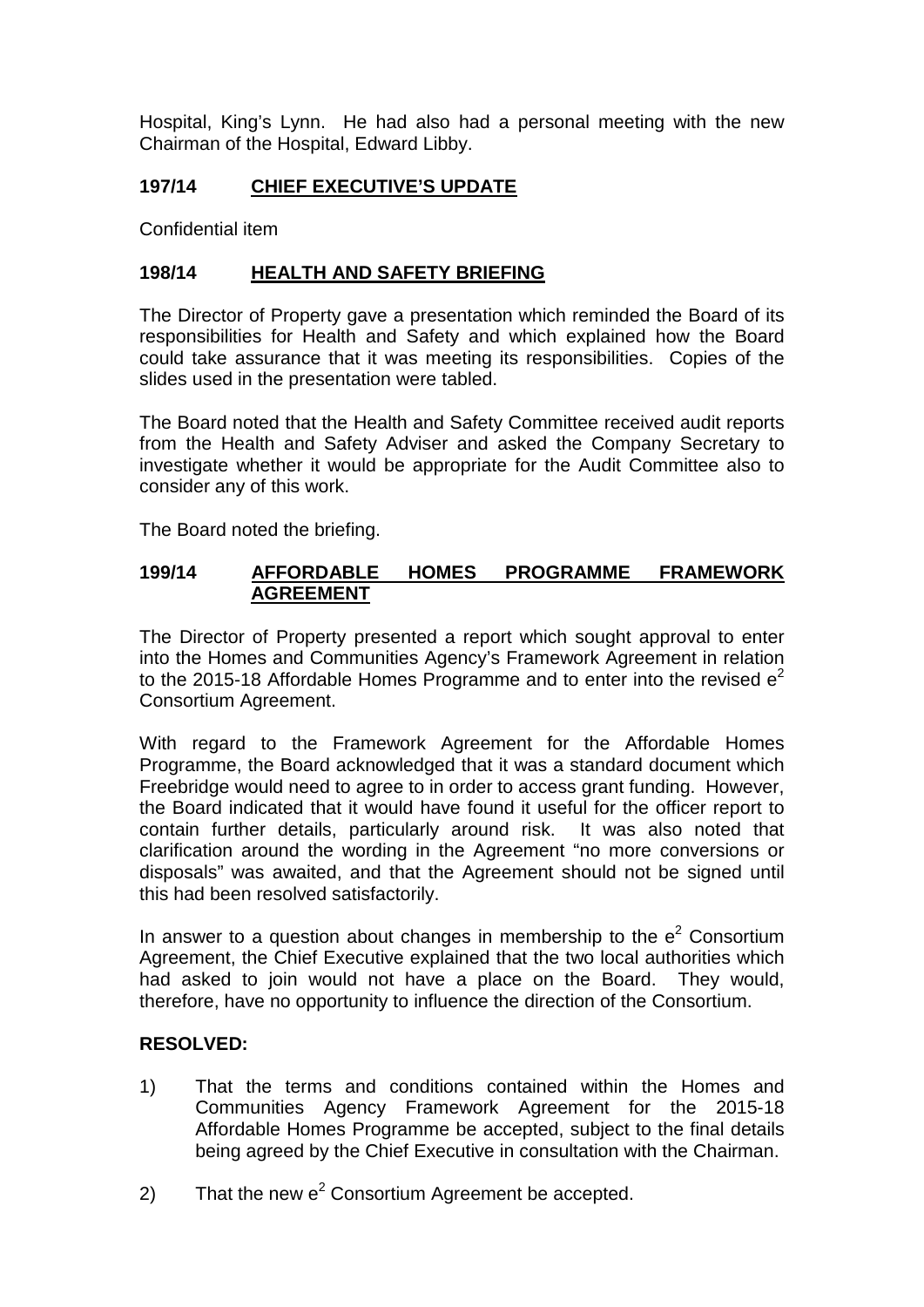Hospital, King's Lynn. He had also had a personal meeting with the new Chairman of the Hospital, Edward Libby.

## 197/14 CHIEF EXECUTIVE'S UPDATE

Confidential item

## 198/14 HEALTH AND SAFETY BRIEFING

The Director of Property gave a presentation which reminded the Board of its responsibilities for Health and Safety and which explained how the Board could take assurance that it was meeting its responsibilities. Copies of the slides used in the presentation were tabled.

The Board noted that the Health and Safety Committee received audit reports from the Health and Safety Adviser and asked the Company Secretary to investigate whether it would be appropriate for the Audit Committee also to consider any of this work.

The Board noted the briefing.

## 199/14 AFFORDABLE HOMES PROGRAMME FRAMEWORK AGREEMENT

The Director of Property presented a report which sought approval to enter into the Homes and Communities Agency's Framework Agreement in relation to the 2015-18 Affordable Homes Programme and to enter into the revised $e^2$ Consortium Agreement.

With regard to the Framework Agreement for the Affordable Homes Programme, the Board acknowledged that it was a standard document which Freebridge would need to agree to in order to access grant funding. However, the Board indicated that it would have found it useful for the officer report to contain further details, particularly around risk. It was also noted that clarification around the wording in the Agreement "no more conversions or disposals" was awaited, and that the Agreement should not be signed until this had been resolved satisfactorily.

In answer to a question about changes in membership to the $e^2$ Consortium Agreement, the Chief Executive explained that the two local authorities which had asked to join would not have a place on the Board. They would, therefore, have no opportunity to influence the direction of the Consortium.

**RESOLVED:**

1) That the terms and conditions contained within the Homes and Communities Agency Framework Agreement for the 2015-18 Affordable Homes Programme be accepted, subject to the final details being agreed by the Chief Executive in consultation with the Chairman.

2) That the new $e^2$ Consortium Agreement be accepted.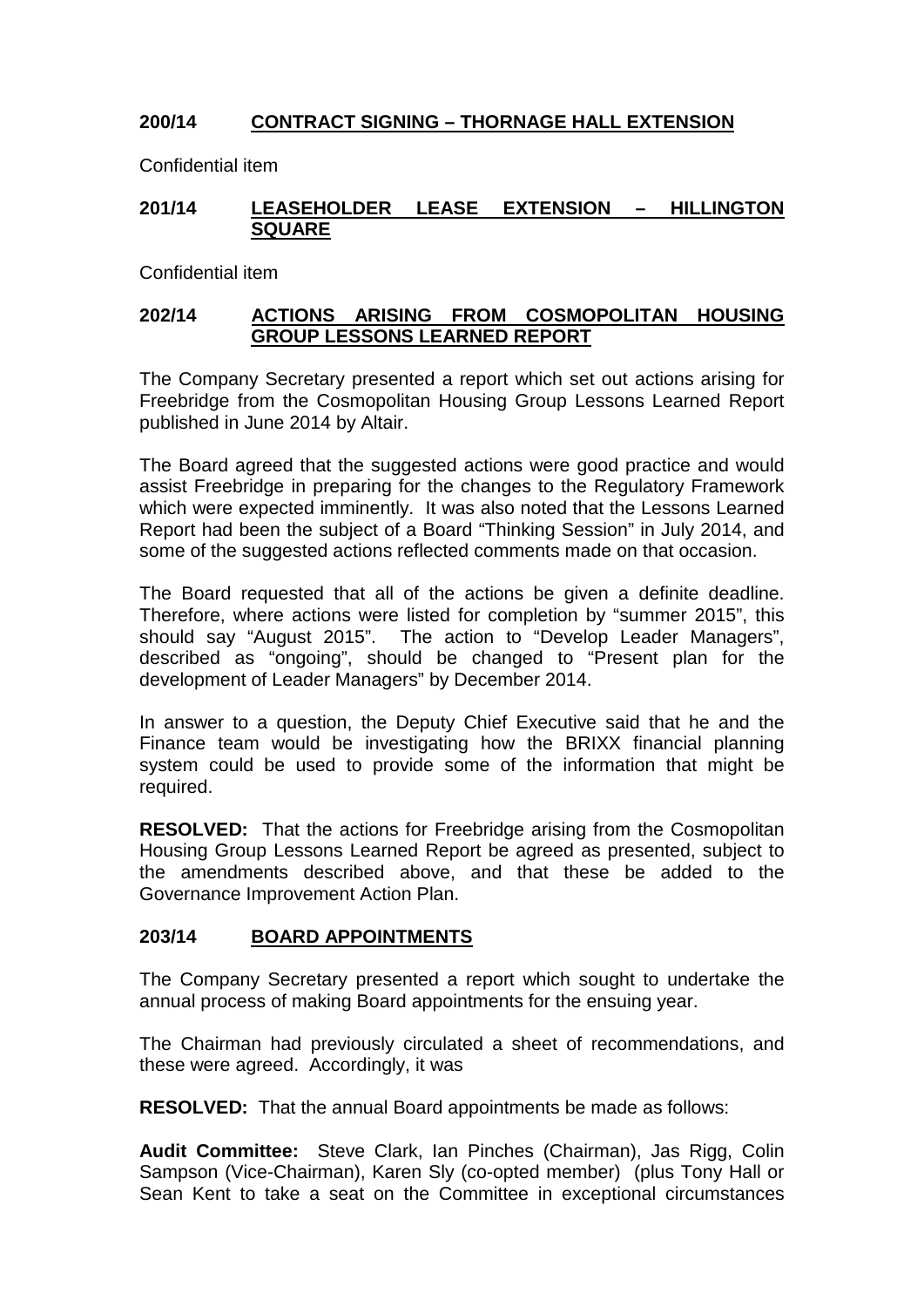**200/14 CONTRACT SIGNING – THORNAGE HALL EXTENSION**

Confidential item

**201/14 LEASEHOLDER LEASE EXTENSION – HILLINGTON SQUARE**

Confidential item

**202/14 ACTIONS ARISING FROM COSMOPOLITAN HOUSING GROUP LESSONS LEARNED REPORT**

The Company Secretary presented a report which set out actions arising for Freebridge from the Cosmopolitan Housing Group Lessons Learned Report published in June 2014 by Altair.

The Board agreed that the suggested actions were good practice and would assist Freebridge in preparing for the changes to the Regulatory Framework which were expected imminently. It was also noted that the Lessons Learned Report had been the subject of a Board "Thinking Session" in July 2014, and some of the suggested actions reflected comments made on that occasion.

The Board requested that all of the actions be given a definite deadline. Therefore, where actions were listed for completion by "summer 2015", this should say "August 2015". The action to "Develop Leader Managers", described as "ongoing", should be changed to "Present plan for the development of Leader Managers" by December 2014.

In answer to a question, the Deputy Chief Executive said that he and the Finance team would be investigating how the BRIXX financial planning system could be used to provide some of the information that might be required.

**RESOLVED:** That the actions for Freebridge arising from the Cosmopolitan Housing Group Lessons Learned Report be agreed as presented, subject to the amendments described above, and that these be added to the Governance Improvement Action Plan.

**203/14 BOARD APPOINTMENTS**

The Company Secretary presented a report which sought to undertake the annual process of making Board appointments for the ensuing year.

The Chairman had previously circulated a sheet of recommendations, and these were agreed. Accordingly, it was

**RESOLVED:** That the annual Board appointments be made as follows:

**Audit Committee:** Steve Clark, Ian Pinches (Chairman), Jas Rigg, Colin Sampson (Vice-Chairman), Karen Sly (co-opted member) (plus Tony Hall or Sean Kent to take a seat on the Committee in exceptional circumstances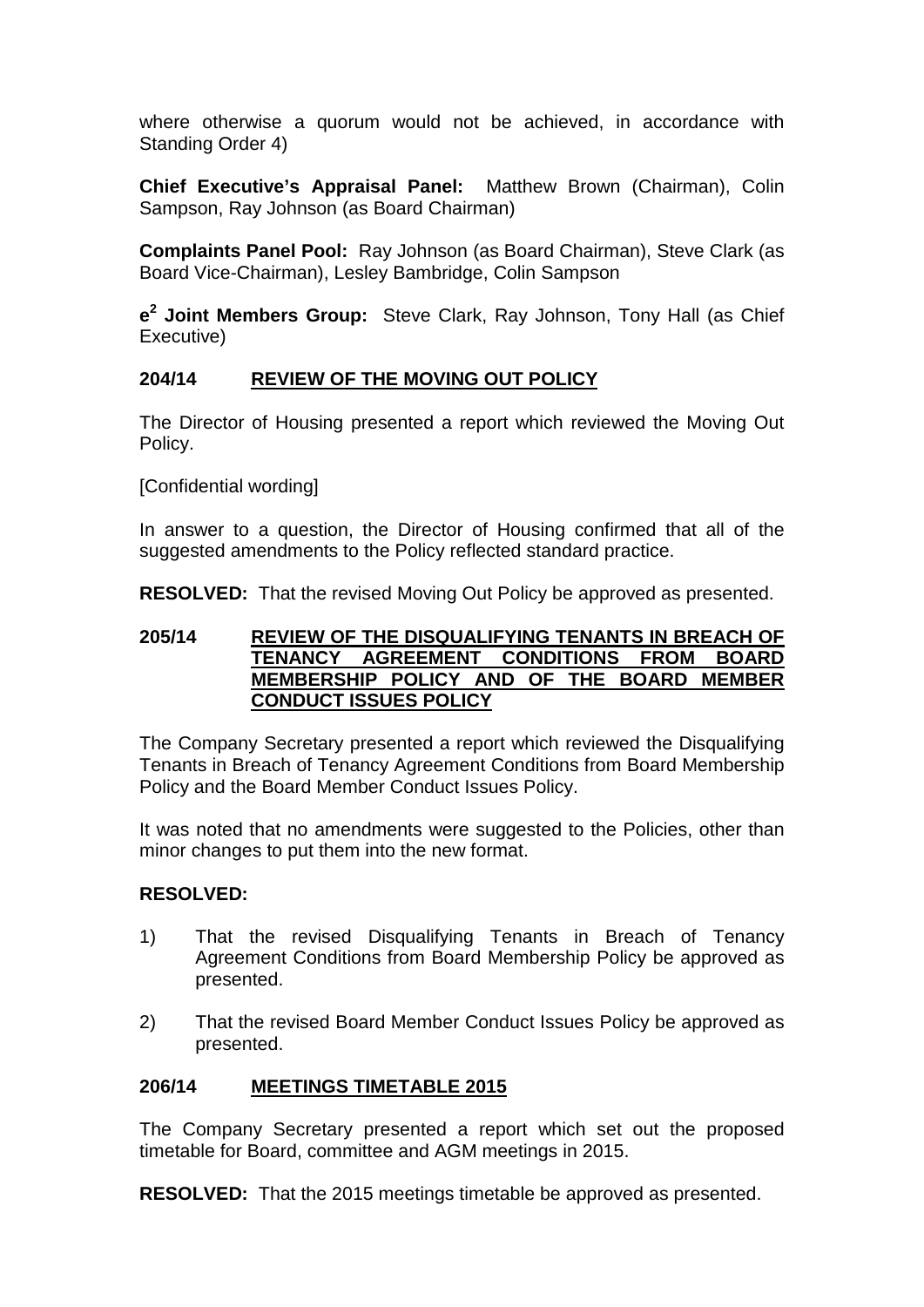where otherwise a quorum would not be achieved, in accordance with Standing Order 4)

**Chief Executive's Appraisal Panel:** Matthew Brown (Chairman), Colin Sampson, Ray Johnson (as Board Chairman)

**Complaints Panel Pool:** Ray Johnson (as Board Chairman), Steve Clark (as Board Vice-Chairman), Lesley Bambridge, Colin Sampson

**$e^2$ Joint Members Group:** Steve Clark, Ray Johnson, Tony Hall (as Chief Executive)

## 204/14 REVIEW OF THE MOVING OUT POLICY

The Director of Housing presented a report which reviewed the Moving Out Policy.

[Confidential wording]

In answer to a question, the Director of Housing confirmed that all of the suggested amendments to the Policy reflected standard practice.

**RESOLVED:** That the revised Moving Out Policy be approved as presented.

## 205/14 REVIEW OF THE DISQUALIFYING TENANTS IN BREACH OF TENANCY AGREEMENT CONDITIONS FROM BOARD MEMBERSHIP POLICY AND OF THE BOARD MEMBER CONDUCT ISSUES POLICY

The Company Secretary presented a report which reviewed the Disqualifying Tenants in Breach of Tenancy Agreement Conditions from Board Membership Policy and the Board Member Conduct Issues Policy.

It was noted that no amendments were suggested to the Policies, other than minor changes to put them into the new format.

**RESOLVED:**

1) That the revised Disqualifying Tenants in Breach of Tenancy Agreement Conditions from Board Membership Policy be approved as presented.

2) That the revised Board Member Conduct Issues Policy be approved as presented.

## 206/14 MEETINGS TIMETABLE 2015

The Company Secretary presented a report which set out the proposed timetable for Board, committee and AGM meetings in 2015.

**RESOLVED:** That the 2015 meetings timetable be approved as presented.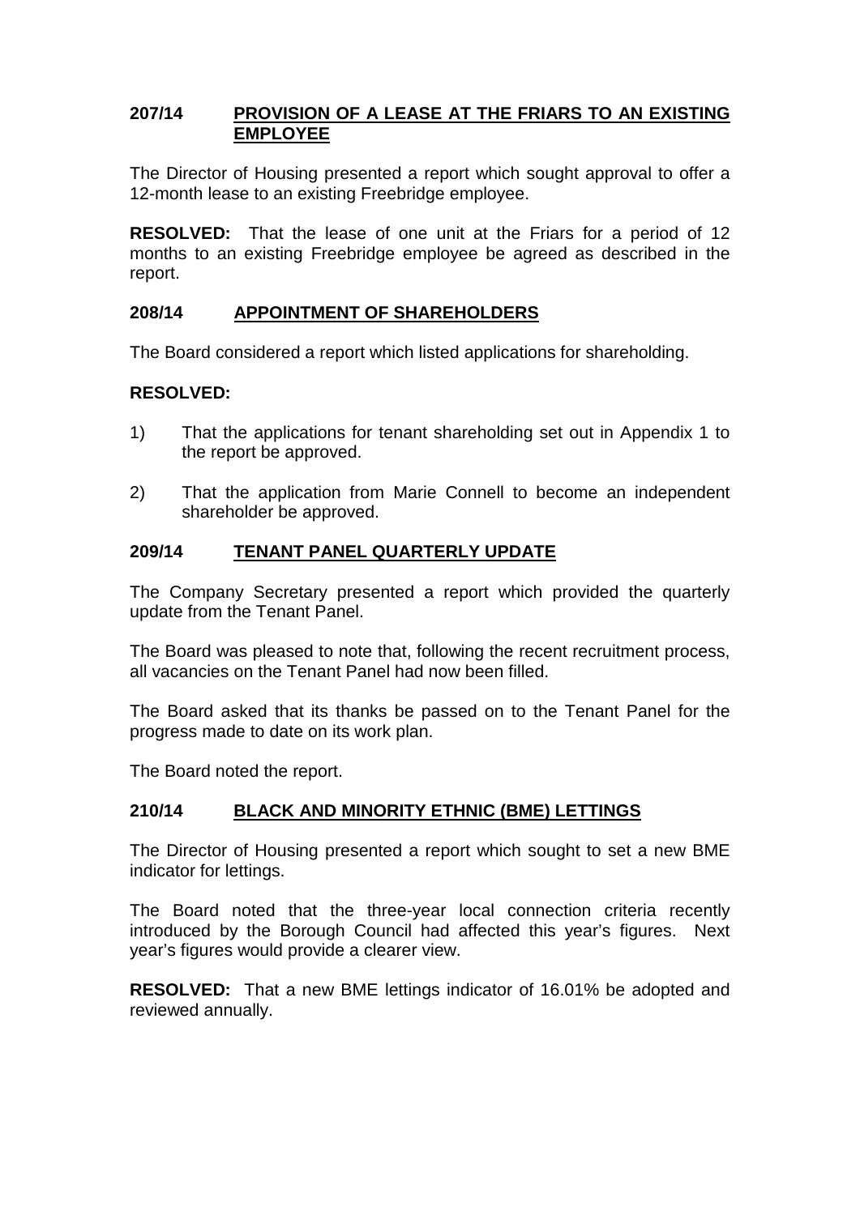## 207/14 PROVISION OF A LEASE AT THE FRIARS TO AN EXISTING EMPLOYEE

The Director of Housing presented a report which sought approval to offer a 12-month lease to an existing Freebridge employee.

**RESOLVED:** That the lease of one unit at the Friars for a period of 12 months to an existing Freebridge employee be agreed as described in the report.

## 208/14 APPOINTMENT OF SHAREHOLDERS

The Board considered a report which listed applications for shareholding.

**RESOLVED:**

1) That the applications for tenant shareholding set out in Appendix 1 to the report be approved.

2) That the application from Marie Connell to become an independent shareholder be approved.

## 209/14 TENANT PANEL QUARTERLY UPDATE

The Company Secretary presented a report which provided the quarterly update from the Tenant Panel.

The Board was pleased to note that, following the recent recruitment process, all vacancies on the Tenant Panel had now been filled.

The Board asked that its thanks be passed on to the Tenant Panel for the progress made to date on its work plan.

The Board noted the report.

## 210/14 BLACK AND MINORITY ETHNIC (BME) LETTINGS

The Director of Housing presented a report which sought to set a new BME indicator for lettings.

The Board noted that the three-year local connection criteria recently introduced by the Borough Council had affected this year's figures. Next year's figures would provide a clearer view.

**RESOLVED:** That a new BME lettings indicator of 16.01% be adopted and reviewed annually.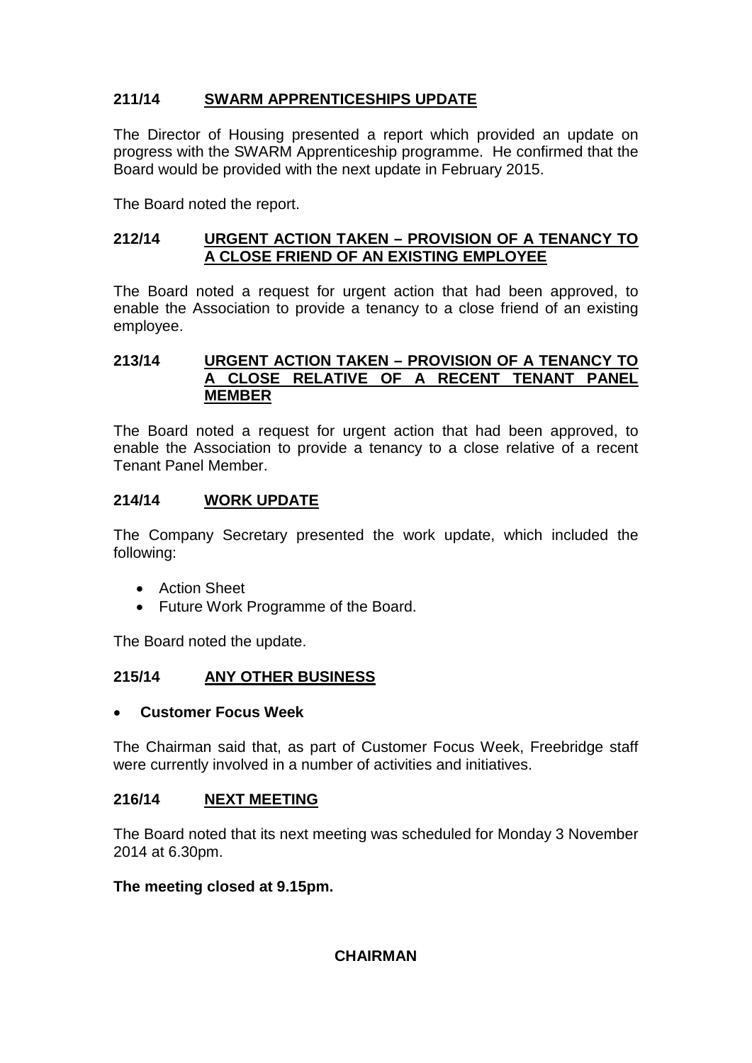## 211/14 SWARM APPRENTICESHIPS UPDATE

The Director of Housing presented a report which provided an update on progress with the SWARM Apprenticeship programme. He confirmed that the Board would be provided with the next update in February 2015.

The Board noted the report.

## 212/14 URGENT ACTION TAKEN – PROVISION OF A TENANCY TO A CLOSE FRIEND OF AN EXISTING EMPLOYEE

The Board noted a request for urgent action that had been approved, to enable the Association to provide a tenancy to a close friend of an existing employee.

## 213/14 URGENT ACTION TAKEN – PROVISION OF A TENANCY TO A CLOSE RELATIVE OF A RECENT TENANT PANEL MEMBER

The Board noted a request for urgent action that had been approved, to enable the Association to provide a tenancy to a close relative of a recent Tenant Panel Member.

## 214/14 WORK UPDATE

The Company Secretary presented the work update, which included the following:

- Action Sheet
- Future Work Programme of the Board.

The Board noted the update.

## 215/14 ANY OTHER BUSINESS

- **Customer Focus Week**

The Chairman said that, as part of Customer Focus Week, Freebridge staff were currently involved in a number of activities and initiatives.

## 216/14 NEXT MEETING

The Board noted that its next meeting was scheduled for Monday 3 November 2014 at 6.30pm.

**The meeting closed at 9.15pm.**

**CHAIRMAN**